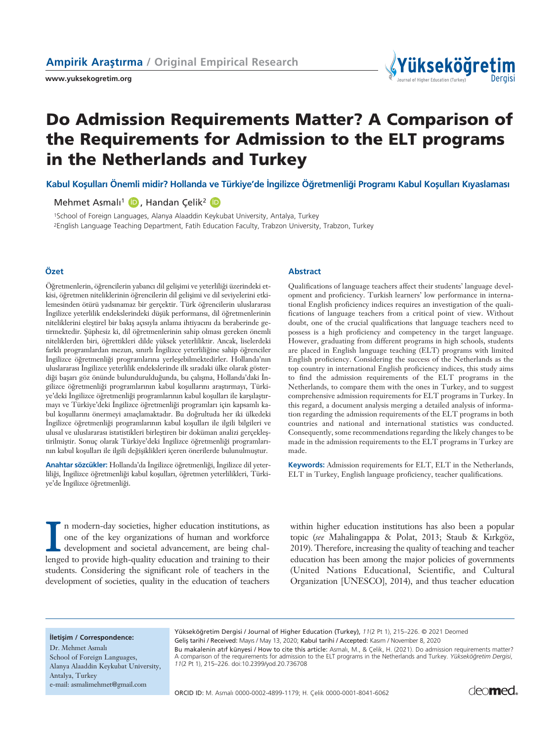Ampirik Araştırma / Original Empirical Research

# Do Admission Requirements Matter? A Comparison of the Requirements for Admission to the ELT programs in the Netherlands and Turkey

## Kabul Koşulları Önemli midir? Hollanda ve Türkiye'de İngilizce Öğretmenliği Programı Kabul Koşulları Kıyaslaması

Mehmet Asmalı[1], Handan Çelik[2]

[1]School of Foreign Languages, Alanya Alaaddin Keykubat University, Antalya, Turkey
[2]English Language Teaching Department, Fatih Education Faculty, Trabzon University, Trabzon, Turkey

### Özet

Öğretmenlerin, öğrencilerin yabancı dil gelişimi ve yeterliliği üzerindeki etkisi, öğretmen niteliklerinin öğrencilerin dil gelişimi ve dil seviyelerini etkilemesinden ötürü yadsınamaz bir gerçektir. Türk öğrencilerin uluslararası İngilizce yeterlilik endekslerindeki düşük performansı, dil öğretmenlerinin niteliklerini eleştirel bir bakış açısıyla anlama ihtiyacını da beraberinde getirmektedir. Şüphesiz ki, dil öğretmenlerinin sahip olması gereken önemli niteliklerden biri, öğrettikleri dilde yüksek yeterliliktir. Ancak, liselerdeki farklı programlardan mezun, sınırlı İngilizce yeterliliğine sahip öğrenciler İngilizce öğretmenliği programlarına yerleşebilmektedirler. Hollanda'nın uluslararası İngilizce yeterlilik endekslerinde ilk sıradaki ülke olarak gösterdiği başarı göz önünde bulundurulduğunda, bu çalışma, Hollanda'daki İngilizce öğretmenliği programlarının kabul koşullarını araştırmayı, Türkiye'deki İngilizce öğretmenliği programlarının kabul koşulları ile karşılaştırmayı ve Türkiye'deki İngilizce öğretmenliği programları için kapsamlı kabul koşullarını önermeyi amaçlamaktadır. Bu doğrultuda her iki ülkedeki İngilizce öğretmenliği programlarının kabul koşulları ile ilgili bilgileri ve ulusal ve uluslararası istatistikleri birleştiren bir doküman analizi gerçekleştirilmiştir. Sonuç olarak Türkiye'deki İngilizce öğretmenliği programlarının kabul koşulları ile ilgili değişiklikleri içeren önerilerde bulunulmuştur.

**Anahtar sözcükler:** Hollanda'da İngilizce öğretmenliği, İngilizce dil yeterliliği, İngilizce öğretmenliği kabul koşulları, öğretmen yeterlilikleri, Türkiye'de İngilizce öğretmenliği.

### Abstract

Qualifications of language teachers affect their students' language development and proficiency. Turkish learners' low performance in international English proficiency indices requires an investigation of the qualifications of language teachers from a critical point of view. Without doubt, one of the crucial qualifications that language teachers need to possess is a high proficiency and competency in the target language. However, graduating from different programs in high schools, students are placed in English language teaching (ELT) programs with limited English proficiency. Considering the success of the Netherlands as the top country in international English proficiency indices, this study aims to find the admission requirements of the ELT programs in the Netherlands, to compare them with the ones in Turkey, and to suggest comprehensive admission requirements for ELT programs in Turkey. In this regard, a document analysis merging a detailed analysis of information regarding the admission requirements of the ELT programs in both countries and national and international statistics was conducted. Consequently, some recommendations regarding the likely changes to be made in the admission requirements to the ELT programs in Turkey are made.

**Keywords:** Admission requirements for ELT, ELT in the Netherlands, ELT in Turkey, English language proficiency, teacher qualifications.

In modern-day societies, higher education institutions, as one of the key organizations of human and workforce development and societal advancement, are being challenged to provide high-quality education and training to their students. Considering the significant role of teachers in the development of societies, quality in the education of teachers within higher education institutions has also been a popular topic (*see* Mahalingappa & Polat, 2013; Staub & Kırkgöz, 2019). Therefore, increasing the quality of teaching and teacher education has been among the major policies of governments (United Nations Educational, Scientific, and Cultural Organization [UNESCO], 2014), and thus teacher education

**İletişim / Correspondence:**
Dr. Mehmet Asmalı
School of Foreign Languages, Alanya Alaaddin Keykubat University, Antalya, Turkey
e-mail: asmalimehmet@gmail.com

Yükseköğretim Dergisi / Journal of Higher Education (Turkey), *11*(2 Pt 1), 215–226. © 2021 Deomed
Geliş tarihi / Received: Mayıs / May 13, 2020; Kabul tarihi / Accepted: Kasım / November 8, 2020
Bu makalenin atıf künyesi / How to cite this article: Asmalı, M., & Çelik, H. (2021). Do admission requirements matter? A comparison of the requirements for admission to the ELT programs in the Netherlands and Turkey. *Yükseköğretim Dergisi*, *11*(2 Pt 1), 215–226. doi:10.2399/yod.20.736708

ORCID ID: M. Asmalı 0000-0002-4899-1179; H. Çelik 0000-0001-8041-6062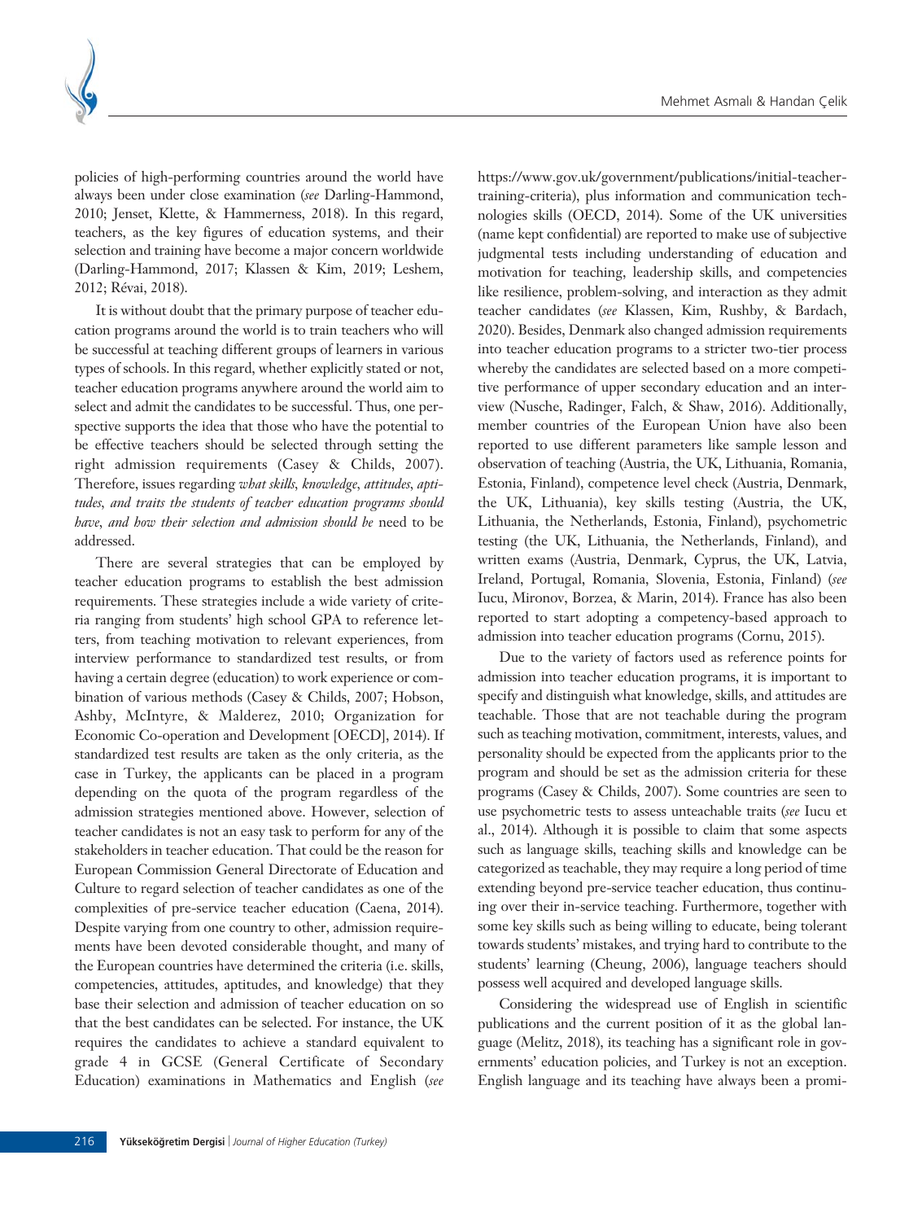policies of high-performing countries around the world have always been under close examination (*see* Darling-Hammond, 2010; Jenset, Klette, & Hammerness, 2018). In this regard, teachers, as the key figures of education systems, and their selection and training have become a major concern worldwide (Darling-Hammond, 2017; Klassen & Kim, 2019; Leshem, 2012; Révai, 2018).

It is without doubt that the primary purpose of teacher education programs around the world is to train teachers who will be successful at teaching different groups of learners in various types of schools. In this regard, whether explicitly stated or not, teacher education programs anywhere around the world aim to select and admit the candidates to be successful. Thus, one perspective supports the idea that those who have the potential to be effective teachers should be selected through setting the right admission requirements (Casey & Childs, 2007). Therefore, issues regarding *what skills, knowledge, attitudes, aptitudes, and traits the students of teacher education programs should have, and how their selection and admission should be* need to be addressed.

There are several strategies that can be employed by teacher education programs to establish the best admission requirements. These strategies include a wide variety of criteria ranging from students' high school GPA to reference letters, from teaching motivation to relevant experiences, from interview performance to standardized test results, or from having a certain degree (education) to work experience or combination of various methods (Casey & Childs, 2007; Hobson, Ashby, McIntyre, & Malderez, 2010; Organization for Economic Co-operation and Development [OECD], 2014). If standardized test results are taken as the only criteria, as the case in Turkey, the applicants can be placed in a program depending on the quota of the program regardless of the admission strategies mentioned above. However, selection of teacher candidates is not an easy task to perform for any of the stakeholders in teacher education. That could be the reason for European Commission General Directorate of Education and Culture to regard selection of teacher candidates as one of the complexities of pre-service teacher education (Caena, 2014). Despite varying from one country to other, admission requirements have been devoted considerable thought, and many of the European countries have determined the criteria (i.e. skills, competencies, attitudes, aptitudes, and knowledge) that they base their selection and admission of teacher education on so that the best candidates can be selected. For instance, the UK requires the candidates to achieve a standard equivalent to grade 4 in GCSE (General Certificate of Secondary Education) examinations in Mathematics and English (*see* https://www.gov.uk/government/publications/initial-teacher-training-criteria), plus information and communication technologies skills (OECD, 2014). Some of the UK universities (name kept confidential) are reported to make use of subjective judgmental tests including understanding of education and motivation for teaching, leadership skills, and competencies like resilience, problem-solving, and interaction as they admit teacher candidates (*see* Klassen, Kim, Rushby, & Bardach, 2020). Besides, Denmark also changed admission requirements into teacher education programs to a stricter two-tier process whereby the candidates are selected based on a more competitive performance of upper secondary education and an interview (Nusche, Radinger, Falch, & Shaw, 2016). Additionally, member countries of the European Union have also been reported to use different parameters like sample lesson and observation of teaching (Austria, the UK, Lithuania, Romania, Estonia, Finland), competence level check (Austria, Denmark, the UK, Lithuania), key skills testing (Austria, the UK, Lithuania, the Netherlands, Estonia, Finland), psychometric testing (the UK, Lithuania, the Netherlands, Finland), and written exams (Austria, Denmark, Cyprus, the UK, Latvia, Ireland, Portugal, Romania, Slovenia, Estonia, Finland) (*see* Iucu, Mironov, Borzea, & Marin, 2014). France has also been reported to start adopting a competency-based approach to admission into teacher education programs (Cornu, 2015).

Due to the variety of factors used as reference points for admission into teacher education programs, it is important to specify and distinguish what knowledge, skills, and attitudes are teachable. Those that are not teachable during the program such as teaching motivation, commitment, interests, values, and personality should be expected from the applicants prior to the program and should be set as the admission criteria for these programs (Casey & Childs, 2007). Some countries are seen to use psychometric tests to assess unteachable traits (*see* Iucu et al., 2014). Although it is possible to claim that some aspects such as language skills, teaching skills and knowledge can be categorized as teachable, they may require a long period of time extending beyond pre-service teacher education, thus continuing over their in-service teaching. Furthermore, together with some key skills such as being willing to educate, being tolerant towards students' mistakes, and trying hard to contribute to the students' learning (Cheung, 2006), language teachers should possess well acquired and developed language skills.

Considering the widespread use of English in scientific publications and the current position of it as the global language (Melitz, 2018), its teaching has a significant role in governments' education policies, and Turkey is not an exception. English language and its teaching have always been a promi-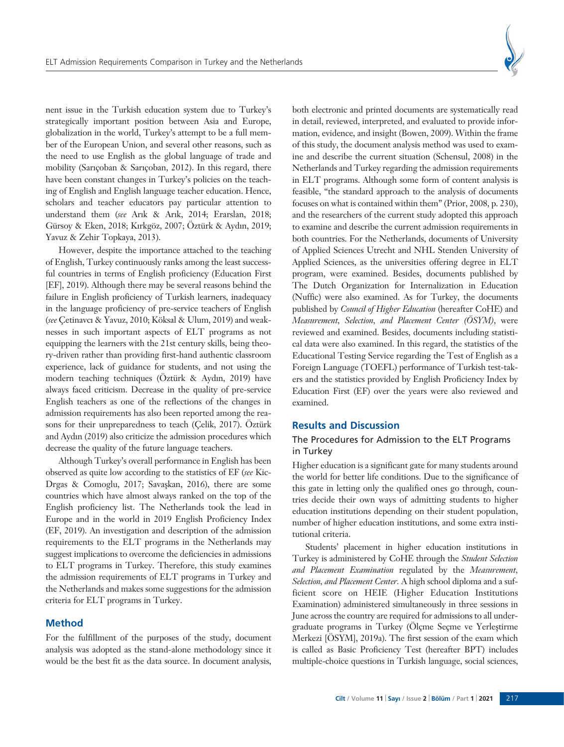nent issue in the Turkish education system due to Turkey's strategically important position between Asia and Europe, globalization in the world, Turkey's attempt to be a full member of the European Union, and several other reasons, such as the need to use English as the global language of trade and mobility (Sarıçoban & Sarıçoban, 2012). In this regard, there have been constant changes in Turkey's policies on the teaching of English and English language teacher education. Hence, scholars and teacher educators pay particular attention to understand them (*see* Arık & Arık, 2014; Erarslan, 2018; Gürsoy & Eken, 2018; Kırkgöz, 2007; Öztürk & Aydın, 2019; Yavuz & Zehir Topkaya, 2013).

However, despite the importance attached to the teaching of English, Turkey continuously ranks among the least successful countries in terms of English proficiency (Education First [EF], 2019). Although there may be several reasons behind the failure in English proficiency of Turkish learners, inadequacy in the language proficiency of pre-service teachers of English (*see* Çetinavcı & Yavuz, 2010; Köksal & Ulum, 2019) and weaknesses in such important aspects of ELT programs as not equipping the learners with the 21st century skills, being theory-driven rather than providing first-hand authentic classroom experience, lack of guidance for students, and not using the modern teaching techniques (Öztürk & Aydın, 2019) have always faced criticism. Decrease in the quality of pre-service English teachers as one of the reflections of the changes in admission requirements has also been reported among the reasons for their unpreparedness to teach (Çelik, 2017). Öztürk and Aydın (2019) also criticize the admission procedures which decrease the quality of the future language teachers.

Although Turkey's overall performance in English has been observed as quite low according to the statistics of EF (*see* Kic-Drgas & Comoglu, 2017; Savaşkan, 2016), there are some countries which have almost always ranked on the top of the English proficiency list. The Netherlands took the lead in Europe and in the world in 2019 English Proficiency Index (EF, 2019). An investigation and description of the admission requirements to the ELT programs in the Netherlands may suggest implications to overcome the deficiencies in admissions to ELT programs in Turkey. Therefore, this study examines the admission requirements of ELT programs in Turkey and the Netherlands and makes some suggestions for the admission criteria for ELT programs in Turkey.

## Method

For the fulfillment of the purposes of the study, document analysis was adopted as the stand-alone methodology since it would be the best fit as the data source. In document analysis, both electronic and printed documents are systematically read in detail, reviewed, interpreted, and evaluated to provide information, evidence, and insight (Bowen, 2009). Within the frame of this study, the document analysis method was used to examine and describe the current situation (Schensul, 2008) in the Netherlands and Turkey regarding the admission requirements in ELT programs. Although some form of content analysis is feasible, "the standard approach to the analysis of documents focuses on what is contained within them" (Prior, 2008, p. 230), and the researchers of the current study adopted this approach to examine and describe the current admission requirements in both countries. For the Netherlands, documents of University of Applied Sciences Utrecht and NHL Stenden University of Applied Sciences, as the universities offering degree in ELT program, were examined. Besides, documents published by The Dutch Organization for Internalization in Education (Nuffic) were also examined. As for Turkey, the documents published by *Council of Higher Education* (hereafter CoHE) and *Measurement, Selection, and Placement Center (ÖSYM)*, were reviewed and examined. Besides, documents including statistical data were also examined. In this regard, the statistics of the Educational Testing Service regarding the Test of English as a Foreign Language (TOEFL) performance of Turkish test-takers and the statistics provided by English Proficiency Index by Education First (EF) over the years were also reviewed and examined.

## Results and Discussion

### The Procedures for Admission to the ELT Programs in Turkey

Higher education is a significant gate for many students around the world for better life conditions. Due to the significance of this gate in letting only the qualified ones go through, countries decide their own ways of admitting students to higher education institutions depending on their student population, number of higher education institutions, and some extra institutional criteria.

Students' placement in higher education institutions in Turkey is administered by CoHE through the *Student Selection and Placement Examination* regulated by the *Measurement, Selection, and Placement Center*. A high school diploma and a sufficient score on HEIE (Higher Education Institutions Examination) administered simultaneously in three sessions in June across the country are required for admissions to all undergraduate programs in Turkey (Ölçme Seçme ve Yerleştirme Merkezi [ÖSYM], 2019a). The first session of the exam which is called as Basic Proficiency Test (hereafter BPT) includes multiple-choice questions in Turkish language, social sciences,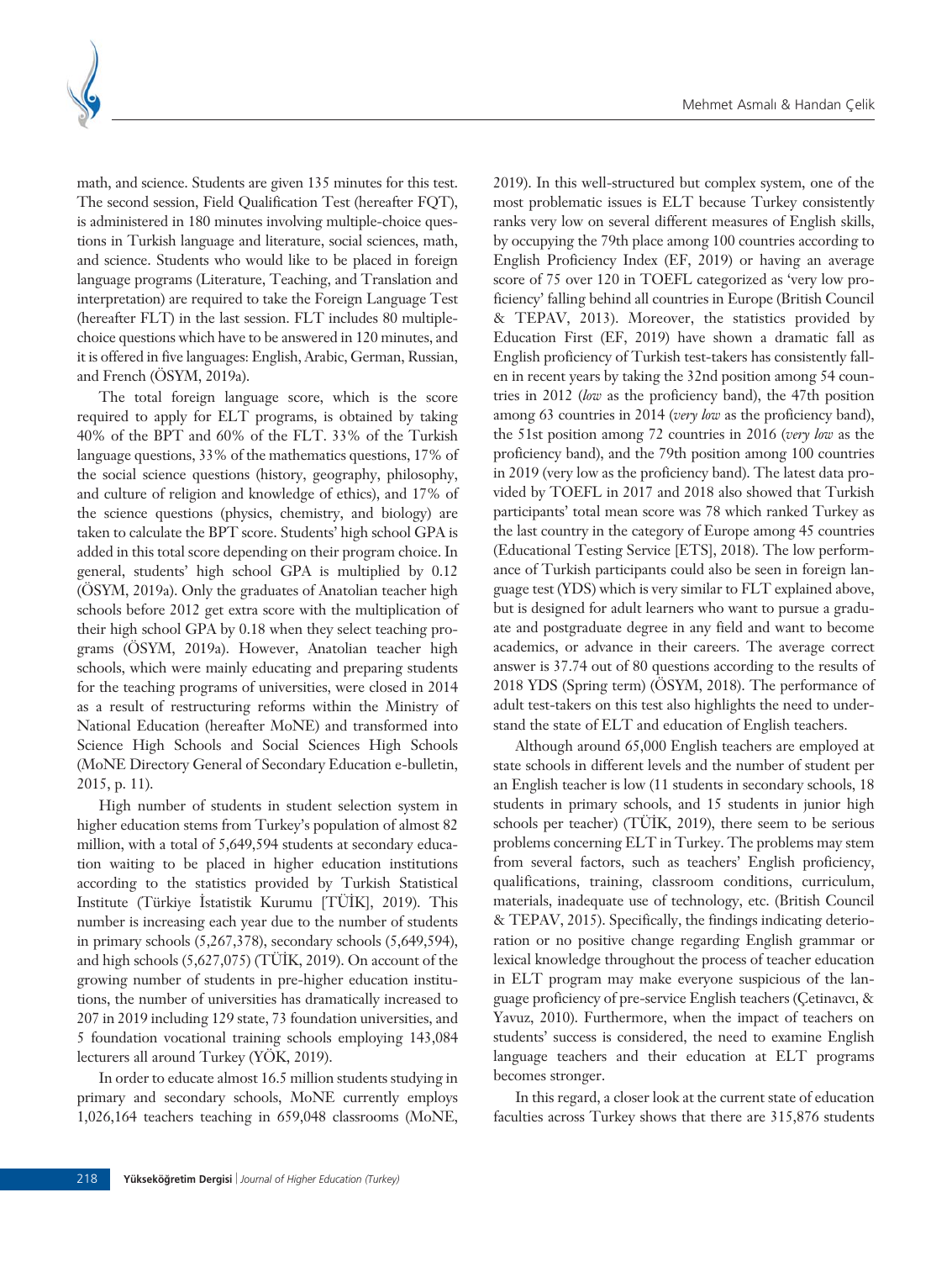math, and science. Students are given 135 minutes for this test. The second session, Field Qualification Test (hereafter FQT), is administered in 180 minutes involving multiple-choice questions in Turkish language and literature, social sciences, math, and science. Students who would like to be placed in foreign language programs (Literature, Teaching, and Translation and interpretation) are required to take the Foreign Language Test (hereafter FLT) in the last session. FLT includes 80 multiple-choice questions which have to be answered in 120 minutes, and it is offered in five languages: English, Arabic, German, Russian, and French (ÖSYM, 2019a).

The total foreign language score, which is the score required to apply for ELT programs, is obtained by taking 40% of the BPT and 60% of the FLT. 33% of the Turkish language questions, 33% of the mathematics questions, 17% of the social science questions (history, geography, philosophy, and culture of religion and knowledge of ethics), and 17% of the science questions (physics, chemistry, and biology) are taken to calculate the BPT score. Students' high school GPA is added in this total score depending on their program choice. In general, students' high school GPA is multiplied by 0.12 (ÖSYM, 2019a). Only the graduates of Anatolian teacher high schools before 2012 get extra score with the multiplication of their high school GPA by 0.18 when they select teaching programs (ÖSYM, 2019a). However, Anatolian teacher high schools, which were mainly educating and preparing students for the teaching programs of universities, were closed in 2014 as a result of restructuring reforms within the Ministry of National Education (hereafter MoNE) and transformed into Science High Schools and Social Sciences High Schools (MoNE Directory General of Secondary Education e-bulletin, 2015, p. 11).

High number of students in student selection system in higher education stems from Turkey's population of almost 82 million, with a total of 5,649,594 students at secondary education waiting to be placed in higher education institutions according to the statistics provided by Turkish Statistical Institute (Türkiye İstatistik Kurumu [TÜİK], 2019). This number is increasing each year due to the number of students in primary schools (5,267,378), secondary schools (5,649,594), and high schools (5,627,075) (TÜİK, 2019). On account of the growing number of students in pre-higher education institutions, the number of universities has dramatically increased to 207 in 2019 including 129 state, 73 foundation universities, and 5 foundation vocational training schools employing 143,084 lecturers all around Turkey (YÖK, 2019).

In order to educate almost 16.5 million students studying in primary and secondary schools, MoNE currently employs 1,026,164 teachers teaching in 659,048 classrooms (MoNE, 2019). In this well-structured but complex system, one of the most problematic issues is ELT because Turkey consistently ranks very low on several different measures of English skills, by occupying the 79th place among 100 countries according to English Proficiency Index (EF, 2019) or having an average score of 75 over 120 in TOEFL categorized as 'very low proficiency' falling behind all countries in Europe (British Council & TEPAV, 2013). Moreover, the statistics provided by Education First (EF, 2019) have shown a dramatic fall as English proficiency of Turkish test-takers has consistently fallen in recent years by taking the 32nd position among 54 countries in 2012 (*low* as the proficiency band), the 47th position among 63 countries in 2014 (*very low* as the proficiency band), the 51st position among 72 countries in 2016 (*very low* as the proficiency band), and the 79th position among 100 countries in 2019 (very low as the proficiency band). The latest data provided by TOEFL in 2017 and 2018 also showed that Turkish participants' total mean score was 78 which ranked Turkey as the last country in the category of Europe among 45 countries (Educational Testing Service [ETS], 2018). The low performance of Turkish participants could also be seen in foreign language test (YDS) which is very similar to FLT explained above, but is designed for adult learners who want to pursue a graduate and postgraduate degree in any field and want to become academics, or advance in their careers. The average correct answer is 37.74 out of 80 questions according to the results of 2018 YDS (Spring term) (ÖSYM, 2018). The performance of adult test-takers on this test also highlights the need to understand the state of ELT and education of English teachers.

Although around 65,000 English teachers are employed at state schools in different levels and the number of student per an English teacher is low (11 students in secondary schools, 18 students in primary schools, and 15 students in junior high schools per teacher) (TÜİK, 2019), there seem to be serious problems concerning ELT in Turkey. The problems may stem from several factors, such as teachers' English proficiency, qualifications, training, classroom conditions, curriculum, materials, inadequate use of technology, etc. (British Council & TEPAV, 2015). Specifically, the findings indicating deterioration or no positive change regarding English grammar or lexical knowledge throughout the process of teacher education in ELT program may make everyone suspicious of the language proficiency of pre-service English teachers (Çetinavcı, & Yavuz, 2010). Furthermore, when the impact of teachers on students' success is considered, the need to examine English language teachers and their education at ELT programs becomes stronger.

In this regard, a closer look at the current state of education faculties across Turkey shows that there are 315,876 students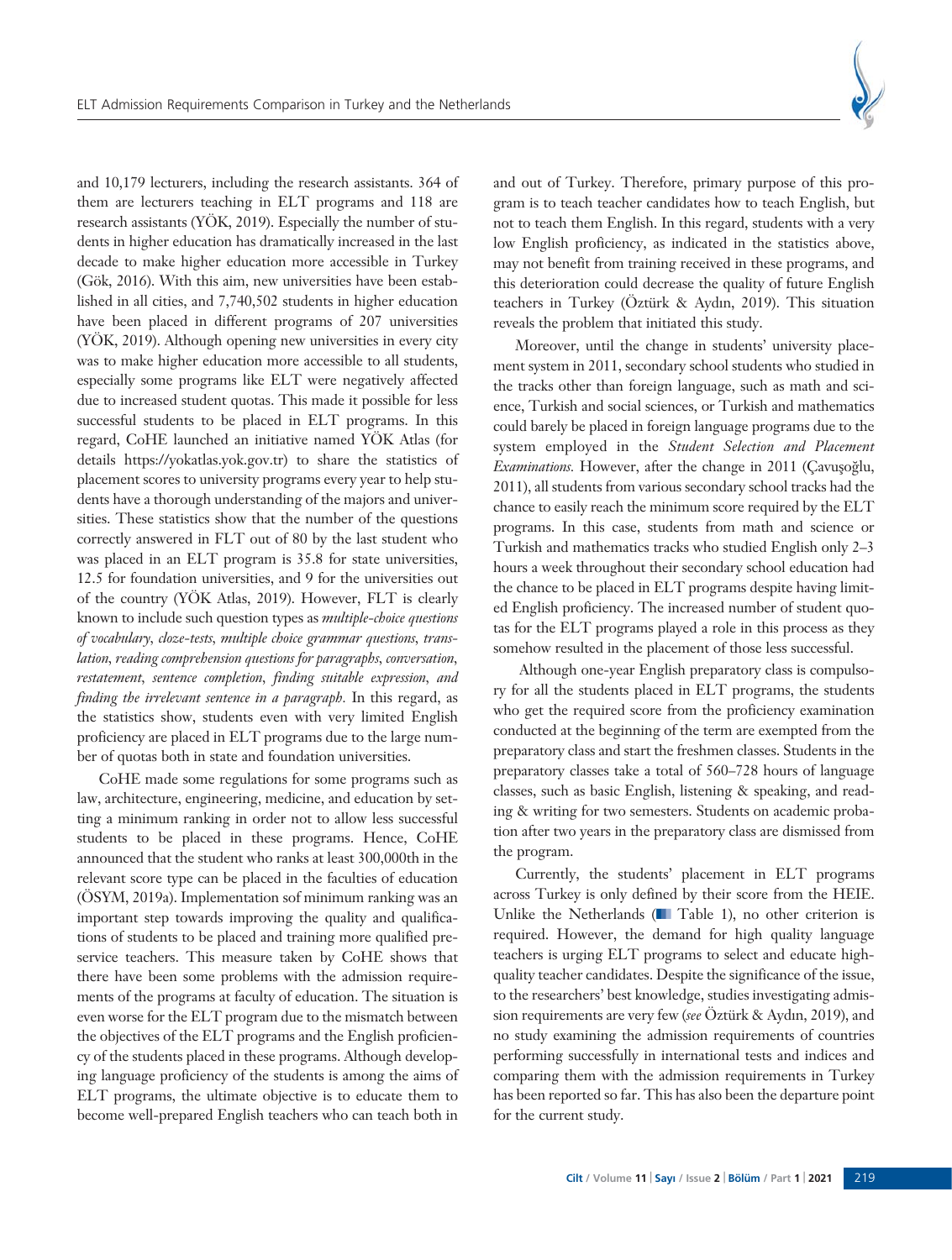and 10,179 lecturers, including the research assistants. 364 of them are lecturers teaching in ELT programs and 118 are research assistants (YÖK, 2019). Especially the number of students in higher education has dramatically increased in the last decade to make higher education more accessible in Turkey (Gök, 2016). With this aim, new universities have been established in all cities, and 7,740,502 students in higher education have been placed in different programs of 207 universities (YÖK, 2019). Although opening new universities in every city was to make higher education more accessible to all students, especially some programs like ELT were negatively affected due to increased student quotas. This made it possible for less successful students to be placed in ELT programs. In this regard, CoHE launched an initiative named YÖK Atlas (for details https://yokatlas.yok.gov.tr) to share the statistics of placement scores to university programs every year to help students have a thorough understanding of the majors and universities. These statistics show that the number of the questions correctly answered in FLT out of 80 by the last student who was placed in an ELT program is 35.8 for state universities, 12.5 for foundation universities, and 9 for the universities out of the country (YÖK Atlas, 2019). However, FLT is clearly known to include such question types as *multiple-choice questions of vocabulary, cloze-tests, multiple choice grammar questions, translation, reading comprehension questions for paragraphs, conversation, restatement, sentence completion, finding suitable expression, and finding the irrelevant sentence in a paragraph.* In this regard, as the statistics show, students even with very limited English proficiency are placed in ELT programs due to the large number of quotas both in state and foundation universities.

CoHE made some regulations for some programs such as law, architecture, engineering, medicine, and education by setting a minimum ranking in order not to allow less successful students to be placed in these programs. Hence, CoHE announced that the student who ranks at least 300,000th in the relevant score type can be placed in the faculties of education (ÖSYM, 2019a). Implementation sof minimum ranking was an important step towards improving the quality and qualifications of students to be placed and training more qualified preservice teachers. This measure taken by CoHE shows that there have been some problems with the admission requirements of the programs at faculty of education. The situation is even worse for the ELT program due to the mismatch between the objectives of the ELT programs and the English proficiency of the students placed in these programs. Although developing language proficiency of the students is among the aims of ELT programs, the ultimate objective is to educate them to become well-prepared English teachers who can teach both in and out of Turkey. Therefore, primary purpose of this program is to teach teacher candidates how to teach English, but not to teach them English. In this regard, students with a very low English proficiency, as indicated in the statistics above, may not benefit from training received in these programs, and this deterioration could decrease the quality of future English teachers in Turkey (Öztürk & Aydın, 2019). This situation reveals the problem that initiated this study.

Moreover, until the change in students' university placement system in 2011, secondary school students who studied in the tracks other than foreign language, such as math and science, Turkish and social sciences, or Turkish and mathematics could barely be placed in foreign language programs due to the system employed in the *Student Selection and Placement Examinations.* However, after the change in 2011 (Çavuşoğlu, 2011), all students from various secondary school tracks had the chance to easily reach the minimum score required by the ELT programs. In this case, students from math and science or Turkish and mathematics tracks who studied English only 2–3 hours a week throughout their secondary school education had the chance to be placed in ELT programs despite having limited English proficiency. The increased number of student quotas for the ELT programs played a role in this process as they somehow resulted in the placement of those less successful.

Although one-year English preparatory class is compulsory for all the students placed in ELT programs, the students who get the required score from the proficiency examination conducted at the beginning of the term are exempted from the preparatory class and start the freshmen classes. Students in the preparatory classes take a total of 560–728 hours of language classes, such as basic English, listening & speaking, and reading & writing for two semesters. Students on academic probation after two years in the preparatory class are dismissed from the program.

Currently, the students' placement in ELT programs across Turkey is only defined by their score from the HEIE. Unlike the Netherlands (Table 1), no other criterion is required. However, the demand for high quality language teachers is urging ELT programs to select and educate high-quality teacher candidates. Despite the significance of the issue, to the researchers' best knowledge, studies investigating admission requirements are very few (*see* Öztürk & Aydın, 2019), and no study examining the admission requirements of countries performing successfully in international tests and indices and comparing them with the admission requirements in Turkey has been reported so far. This has also been the departure point for the current study.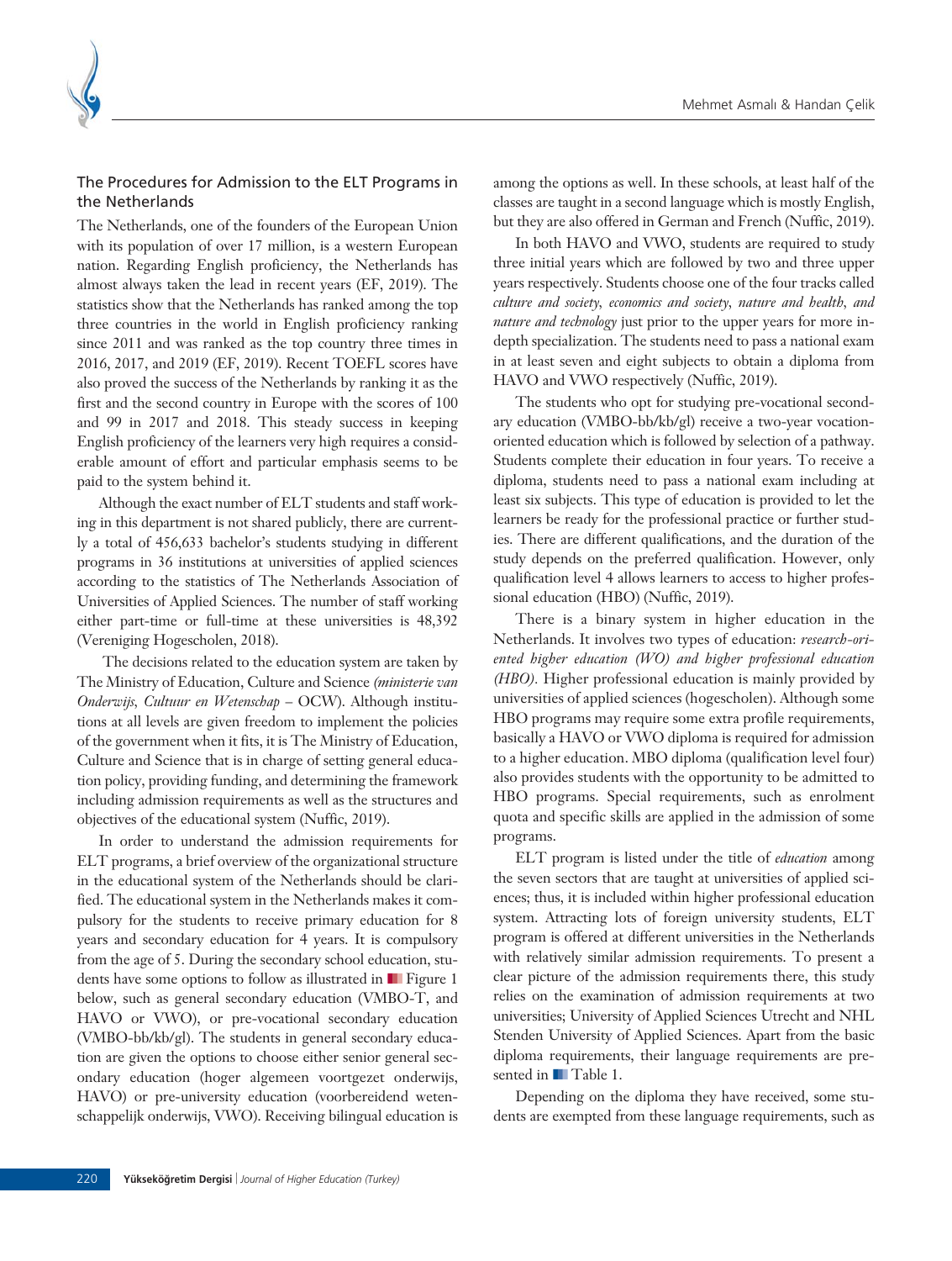## The Procedures for Admission to the ELT Programs in the Netherlands

The Netherlands, one of the founders of the European Union with its population of over 17 million, is a western European nation. Regarding English proficiency, the Netherlands has almost always taken the lead in recent years (EF, 2019). The statistics show that the Netherlands has ranked among the top three countries in the world in English proficiency ranking since 2011 and was ranked as the top country three times in 2016, 2017, and 2019 (EF, 2019). Recent TOEFL scores have also proved the success of the Netherlands by ranking it as the first and the second country in Europe with the scores of 100 and 99 in 2017 and 2018. This steady success in keeping English proficiency of the learners very high requires a considerable amount of effort and particular emphasis seems to be paid to the system behind it.

Although the exact number of ELT students and staff working in this department is not shared publicly, there are currently a total of 456,633 bachelor's students studying in different programs in 36 institutions at universities of applied sciences according to the statistics of The Netherlands Association of Universities of Applied Sciences. The number of staff working either part-time or full-time at these universities is 48,392 (Vereniging Hogescholen, 2018).

The decisions related to the education system are taken by The Ministry of Education, Culture and Science *(ministerie van Onderwijs, Cultuur en Wetenschap* – OCW). Although institutions at all levels are given freedom to implement the policies of the government when it fits, it is The Ministry of Education, Culture and Science that is in charge of setting general education policy, providing funding, and determining the framework including admission requirements as well as the structures and objectives of the educational system (Nuffic, 2019).

In order to understand the admission requirements for ELT programs, a brief overview of the organizational structure in the educational system of the Netherlands should be clarified. The educational system in the Netherlands makes it compulsory for the students to receive primary education for 8 years and secondary education for 4 years. It is compulsory from the age of 5. During the secondary school education, students have some options to follow as illustrated in Figure 1 below, such as general secondary education (VMBO-T, and HAVO or VWO), or pre-vocational secondary education (VMBO-bb/kb/gl). The students in general secondary education are given the options to choose either senior general secondary education (hoger algemeen voortgezet onderwijs, HAVO) or pre-university education (voorbereidend wetenschappelijk onderwijs, VWO). Receiving bilingual education is among the options as well. In these schools, at least half of the classes are taught in a second language which is mostly English, but they are also offered in German and French (Nuffic, 2019).

In both HAVO and VWO, students are required to study three initial years which are followed by two and three upper years respectively. Students choose one of the four tracks called *culture and society, economics and society, nature and health, and nature and technology* just prior to the upper years for more in-depth specialization. The students need to pass a national exam in at least seven and eight subjects to obtain a diploma from HAVO and VWO respectively (Nuffic, 2019).

The students who opt for studying pre-vocational secondary education (VMBO-bb/kb/gl) receive a two-year vocation-oriented education which is followed by selection of a pathway. Students complete their education in four years. To receive a diploma, students need to pass a national exam including at least six subjects. This type of education is provided to let the learners be ready for the professional practice or further studies. There are different qualifications, and the duration of the study depends on the preferred qualification. However, only qualification level 4 allows learners to access to higher professional education (HBO) (Nuffic, 2019).

There is a binary system in higher education in the Netherlands. It involves two types of education: *research-oriented higher education (WO) and higher professional education (HBO).* Higher professional education is mainly provided by universities of applied sciences (hogescholen). Although some HBO programs may require some extra profile requirements, basically a HAVO or VWO diploma is required for admission to a higher education. MBO diploma (qualification level four) also provides students with the opportunity to be admitted to HBO programs. Special requirements, such as enrolment quota and specific skills are applied in the admission of some programs.

ELT program is listed under the title of *education* among the seven sectors that are taught at universities of applied sciences; thus, it is included within higher professional education system. Attracting lots of foreign university students, ELT program is offered at different universities in the Netherlands with relatively similar admission requirements. To present a clear picture of the admission requirements there, this study relies on the examination of admission requirements at two universities; University of Applied Sciences Utrecht and NHL Stenden University of Applied Sciences. Apart from the basic diploma requirements, their language requirements are presented in Table 1.

Depending on the diploma they have received, some students are exempted from these language requirements, such as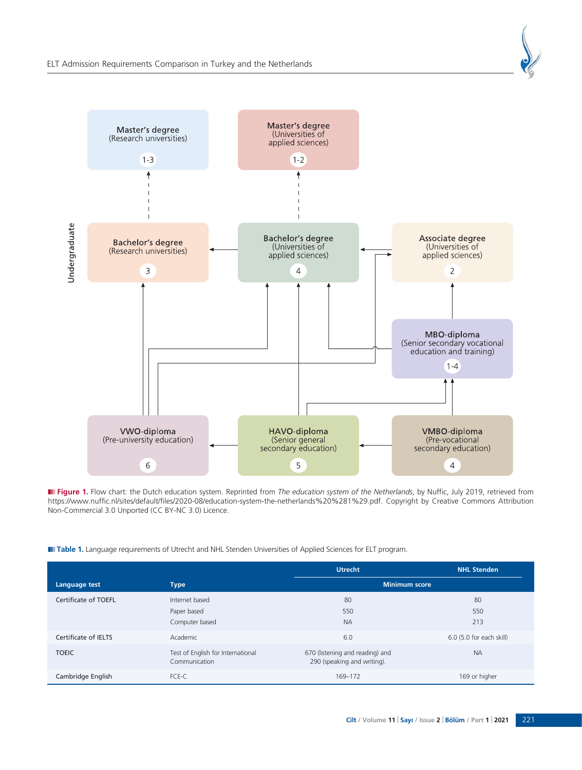**Figure 1.** Flow chart: the Dutch education system. Reprinted from *The education system of the Netherlands*, by Nuffic, July 2019, retrieved from https://www.nuffic.nl/sites/default/files/2020-08/education-system-the-netherlands%20%281%29.pdf. Copyright by Creative Commons Attribution Non-Commercial 3.0 Unported (CC BY-NC 3.0) Licence.

**Table 1.** Language requirements of Utrecht and NHL Stenden Universities of Applied Sciences for ELT program.

| Language test | Type | Utrecht | NHL Stenden |
|---|---|---|---|
| | | Minimum score | |
| Certificate of TOEFL | Internet based | 80 | 80 |
| | Paper based | 550 | 550 |
| | Computer based | NA | 213 |
| Certificate of IELTS | Academic | 6.0 | 6.0 (5.0 for each skill) |
| TOEIC | Test of English for International Communication | 670 (listening and reading) and 290 (speaking and writing). | NA |
| Cambridge English | FCE-C | 169–172 | 169 or higher |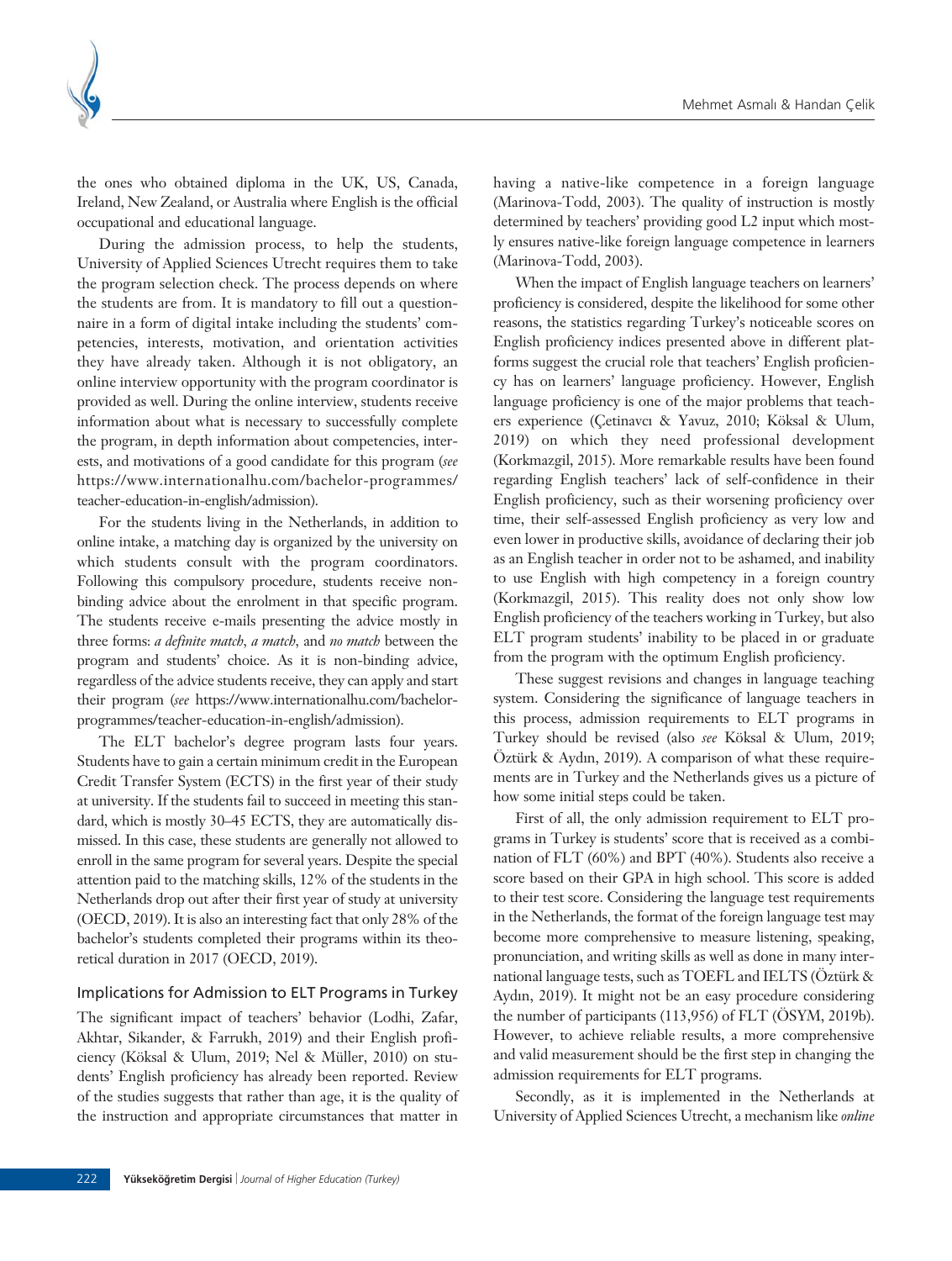the ones who obtained diploma in the UK, US, Canada, Ireland, New Zealand, or Australia where English is the official occupational and educational language.

During the admission process, to help the students, University of Applied Sciences Utrecht requires them to take the program selection check. The process depends on where the students are from. It is mandatory to fill out a questionnaire in a form of digital intake including the students' competencies, interests, motivation, and orientation activities they have already taken. Although it is not obligatory, an online interview opportunity with the program coordinator is provided as well. During the online interview, students receive information about what is necessary to successfully complete the program, in depth information about competencies, interests, and motivations of a good candidate for this program (*see* https://www.internationalhu.com/bachelor-programmes/teacher-education-in-english/admission).

For the students living in the Netherlands, in addition to online intake, a matching day is organized by the university on which students consult with the program coordinators. Following this compulsory procedure, students receive non-binding advice about the enrolment in that specific program. The students receive e-mails presenting the advice mostly in three forms: *a definite match*, *a match*, and *no match* between the program and students' choice. As it is non-binding advice, regardless of the advice students receive, they can apply and start their program (*see* https://www.internationalhu.com/bachelor-programmes/teacher-education-in-english/admission).

The ELT bachelor's degree program lasts four years. Students have to gain a certain minimum credit in the European Credit Transfer System (ECTS) in the first year of their study at university. If the students fail to succeed in meeting this standard, which is mostly 30–45 ECTS, they are automatically dismissed. In this case, these students are generally not allowed to enroll in the same program for several years. Despite the special attention paid to the matching skills, 12% of the students in the Netherlands drop out after their first year of study at university (OECD, 2019). It is also an interesting fact that only 28% of the bachelor's students completed their programs within its theoretical duration in 2017 (OECD, 2019).

## Implications for Admission to ELT Programs in Turkey

The significant impact of teachers' behavior (Lodhi, Zafar, Akhtar, Sikander, & Farrukh, 2019) and their English proficiency (Köksal & Ulum, 2019; Nel & Müller, 2010) on students' English proficiency has already been reported. Review of the studies suggests that rather than age, it is the quality of the instruction and appropriate circumstances that matter in having a native-like competence in a foreign language (Marinova-Todd, 2003). The quality of instruction is mostly determined by teachers' providing good L2 input which mostly ensures native-like foreign language competence in learners (Marinova-Todd, 2003).

When the impact of English language teachers on learners' proficiency is considered, despite the likelihood for some other reasons, the statistics regarding Turkey's noticeable scores on English proficiency indices presented above in different platforms suggest the crucial role that teachers' English proficiency has on learners' language proficiency. However, English language proficiency is one of the major problems that teachers experience (Çetinavcı & Yavuz, 2010; Köksal & Ulum, 2019) on which they need professional development (Korkmazgil, 2015). More remarkable results have been found regarding English teachers' lack of self-confidence in their English proficiency, such as their worsening proficiency over time, their self-assessed English proficiency as very low and even lower in productive skills, avoidance of declaring their job as an English teacher in order not to be ashamed, and inability to use English with high competency in a foreign country (Korkmazgil, 2015). This reality does not only show low English proficiency of the teachers working in Turkey, but also ELT program students' inability to be placed in or graduate from the program with the optimum English proficiency.

These suggest revisions and changes in language teaching system. Considering the significance of language teachers in this process, admission requirements to ELT programs in Turkey should be revised (also *see* Köksal & Ulum, 2019; Öztürk & Aydın, 2019). A comparison of what these requirements are in Turkey and the Netherlands gives us a picture of how some initial steps could be taken.

First of all, the only admission requirement to ELT programs in Turkey is students' score that is received as a combination of FLT (60%) and BPT (40%). Students also receive a score based on their GPA in high school. This score is added to their test score. Considering the language test requirements in the Netherlands, the format of the foreign language test may become more comprehensive to measure listening, speaking, pronunciation, and writing skills as well as done in many international language tests, such as TOEFL and IELTS (Öztürk & Aydın, 2019). It might not be an easy procedure considering the number of participants (113,956) of FLT (ÖSYM, 2019b). However, to achieve reliable results, a more comprehensive and valid measurement should be the first step in changing the admission requirements for ELT programs.

Secondly, as it is implemented in the Netherlands at University of Applied Sciences Utrecht, a mechanism like *online*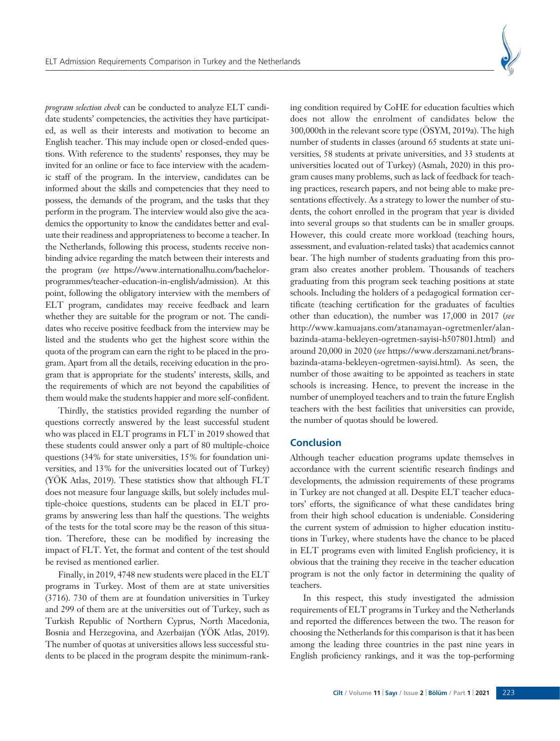*program selection check* can be conducted to analyze ELT candidate students' competencies, the activities they have participated, as well as their interests and motivation to become an English teacher. This may include open or closed-ended questions. With reference to the students' responses, they may be invited for an online or face to face interview with the academic staff of the program. In the interview, candidates can be informed about the skills and competencies that they need to possess, the demands of the program, and the tasks that they perform in the program. The interview would also give the academics the opportunity to know the candidates better and evaluate their readiness and appropriateness to become a teacher. In the Netherlands, following this process, students receive non-binding advice regarding the match between their interests and the program (*see* https://www.internationalhu.com/bachelor-programmes/teacher-education-in-english/admission). At this point, following the obligatory interview with the members of ELT program, candidates may receive feedback and learn whether they are suitable for the program or not. The candidates who receive positive feedback from the interview may be listed and the students who get the highest score within the quota of the program can earn the right to be placed in the program. Apart from all the details, receiving education in the program that is appropriate for the students' interests, skills, and the requirements of which are not beyond the capabilities of them would make the students happier and more self-confident.

Thirdly, the statistics provided regarding the number of questions correctly answered by the least successful student who was placed in ELT programs in FLT in 2019 showed that these students could answer only a part of 80 multiple-choice questions (34% for state universities, 15% for foundation universities, and 13% for the universities located out of Turkey) (YÖK Atlas, 2019). These statistics show that although FLT does not measure four language skills, but solely includes multiple-choice questions, students can be placed in ELT programs by answering less than half the questions. The weights of the tests for the total score may be the reason of this situation. Therefore, these can be modified by increasing the impact of FLT. Yet, the format and content of the test should be revised as mentioned earlier.

Finally, in 2019, 4748 new students were placed in the ELT programs in Turkey. Most of them are at state universities (3716). 730 of them are at foundation universities in Turkey and 299 of them are at the universities out of Turkey, such as Turkish Republic of Northern Cyprus, North Macedonia, Bosnia and Herzegovina, and Azerbaijan (YÖK Atlas, 2019). The number of quotas at universities allows less successful students to be placed in the program despite the minimum-ranking condition required by CoHE for education faculties which does not allow the enrolment of candidates below the 300,000th in the relevant score type (ÖSYM, 2019a). The high number of students in classes (around 65 students at state universities, 58 students at private universities, and 33 students at universities located out of Turkey) (Asmalı, 2020) in this program causes many problems, such as lack of feedback for teaching practices, research papers, and not being able to make presentations effectively. As a strategy to lower the number of students, the cohort enrolled in the program that year is divided into several groups so that students can be in smaller groups. However, this could create more workload (teaching hours, assessment, and evaluation-related tasks) that academics cannot bear. The high number of students graduating from this program also creates another problem. Thousands of teachers graduating from this program seek teaching positions at state schools. Including the holders of a pedagogical formation certificate (teaching certification for the graduates of faculties other than education), the number was 17,000 in 2017 (*see* http://www.kamuajans.com/atanamayan-ogretmenler/alan-bazinda-atama-bekleyen-ogretmen-sayisi-h507801.html) and around 20,000 in 2020 (*see* https://www.derszamani.net/brans-bazinda-atama-bekleyen-ogretmen-sayisi.html). As seen, the number of those awaiting to be appointed as teachers in state schools is increasing. Hence, to prevent the increase in the number of unemployed teachers and to train the future English teachers with the best facilities that universities can provide, the number of quotas should be lowered.

## Conclusion

Although teacher education programs update themselves in accordance with the current scientific research findings and developments, the admission requirements of these programs in Turkey are not changed at all. Despite ELT teacher educators' efforts, the significance of what these candidates bring from their high school education is undeniable. Considering the current system of admission to higher education institutions in Turkey, where students have the chance to be placed in ELT programs even with limited English proficiency, it is obvious that the training they receive in the teacher education program is not the only factor in determining the quality of teachers.

In this respect, this study investigated the admission requirements of ELT programs in Turkey and the Netherlands and reported the differences between the two. The reason for choosing the Netherlands for this comparison is that it has been among the leading three countries in the past nine years in English proficiency rankings, and it was the top-performing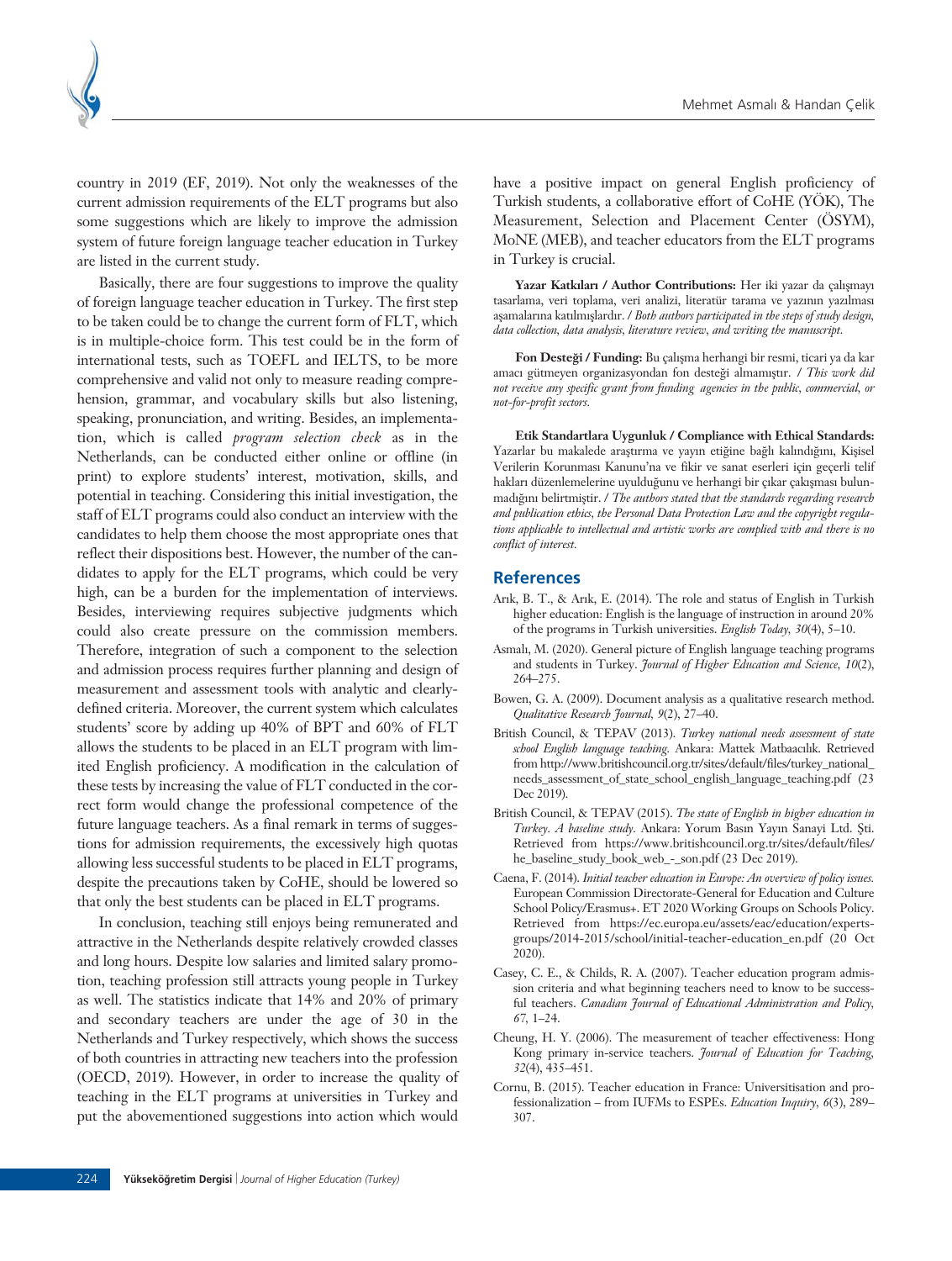country in 2019 (EF, 2019). Not only the weaknesses of the current admission requirements of the ELT programs but also some suggestions which are likely to improve the admission system of future foreign language teacher education in Turkey are listed in the current study.

Basically, there are four suggestions to improve the quality of foreign language teacher education in Turkey. The first step to be taken could be to change the current form of FLT, which is in multiple-choice form. This test could be in the form of international tests, such as TOEFL and IELTS, to be more comprehensive and valid not only to measure reading comprehension, grammar, and vocabulary skills but also listening, speaking, pronunciation, and writing. Besides, an implementation, which is called *program selection check* as in the Netherlands, can be conducted either online or offline (in print) to explore students' interest, motivation, skills, and potential in teaching. Considering this initial investigation, the staff of ELT programs could also conduct an interview with the candidates to help them choose the most appropriate ones that reflect their dispositions best. However, the number of the candidates to apply for the ELT programs, which could be very high, can be a burden for the implementation of interviews. Besides, interviewing requires subjective judgments which could also create pressure on the commission members. Therefore, integration of such a component to the selection and admission process requires further planning and design of measurement and assessment tools with analytic and clearly-defined criteria. Moreover, the current system which calculates students' score by adding up 40% of BPT and 60% of FLT allows the students to be placed in an ELT program with limited English proficiency. A modification in the calculation of these tests by increasing the value of FLT conducted in the correct form would change the professional competence of the future language teachers. As a final remark in terms of suggestions for admission requirements, the excessively high quotas allowing less successful students to be placed in ELT programs, despite the precautions taken by CoHE, should be lowered so that only the best students can be placed in ELT programs.

In conclusion, teaching still enjoys being remunerated and attractive in the Netherlands despite relatively crowded classes and long hours. Despite low salaries and limited salary promotion, teaching profession still attracts young people in Turkey as well. The statistics indicate that 14% and 20% of primary and secondary teachers are under the age of 30 in the Netherlands and Turkey respectively, which shows the success of both countries in attracting new teachers into the profession (OECD, 2019). However, in order to increase the quality of teaching in the ELT programs at universities in Turkey and put the abovementioned suggestions into action which would have a positive impact on general English proficiency of Turkish students, a collaborative effort of CoHE (YÖK), The Measurement, Selection and Placement Center (ÖSYM), MoNE (MEB), and teacher educators from the ELT programs in Turkey is crucial.

**Yazar Katkıları / Author Contributions:** Her iki yazar da çalışmayı tasarlama, veri toplama, veri analizi, literatür tarama ve yazının yazılması aşamalarına katılmışlardır. / *Both authors participated in the steps of study design, data collection, data analysis, literature review, and writing the manuscript.*

**Fon Desteği / Funding:** Bu çalışma herhangi bir resmi, ticari ya da kar amacı gütmeyen organizasyondan fon desteği almamıştır. / *This work did not receive any specific grant from funding agencies in the public, commercial, or not-for-profit sectors.*

**Etik Standartlara Uygunluk / Compliance with Ethical Standards:** Yazarlar bu makalede araştırma ve yayın etiğine bağlı kalındığını, Kişisel Verilerin Korunması Kanunu'na ve fikir ve sanat eserleri için geçerli telif hakları düzenlemelerine uyulduğunu ve herhangi bir çıkar çakışması bulunmadığını belirtmiştir. / *The authors stated that the standards regarding research and publication ethics, the Personal Data Protection Law and the copyright regulations applicable to intellectual and artistic works are complied with and there is no conflict of interest.*

## References

Arık, B. T., & Arık, E. (2014). The role and status of English in Turkish higher education: English is the language of instruction in around 20% of the programs in Turkish universities. *English Today, 30*(4), 5–10.

Asmalı, M. (2020). General picture of English language teaching programs and students in Turkey. *Journal of Higher Education and Science, 10*(2), 264–275.

Bowen, G. A. (2009). Document analysis as a qualitative research method. *Qualitative Research Journal, 9*(2), 27–40.

British Council, & TEPAV (2013). *Turkey national needs assessment of state school English language teaching*. Ankara: Mattek Matbaacılık. Retrieved from http://www.britishcouncil.org.tr/sites/default/files/turkey_national_needs_assessment_of_state_school_english_language_teaching.pdf (23 Dec 2019).

British Council, & TEPAV (2015). *The state of English in higher education in Turkey. A baseline study*. Ankara: Yorum Basın Yayın Sanayi Ltd. Şti. Retrieved from https://www.britishcouncil.org.tr/sites/default/files/he_baseline_study_book_web_-_son.pdf (23 Dec 2019).

Caena, F. (2014). *Initial teacher education in Europe: An overview of policy issues.* European Commission Directorate-General for Education and Culture School Policy/Erasmus+. ET 2020 Working Groups on Schools Policy. Retrieved from https://ec.europa.eu/assets/eac/education/experts-groups/2014-2015/school/initial-teacher-education_en.pdf (20 Oct 2020).

Casey, C. E., & Childs, R. A. (2007). Teacher education program admission criteria and what beginning teachers need to know to be successful teachers. *Canadian Journal of Educational Administration and Policy, 67*, 1–24.

Cheung, H. Y. (2006). The measurement of teacher effectiveness: Hong Kong primary in-service teachers. *Journal of Education for Teaching, 32*(4), 435–451.

Cornu, B. (2015). Teacher education in France: Universitisation and professionalization – from IUFMs to ESPEs. *Education Inquiry, 6*(3), 289–307.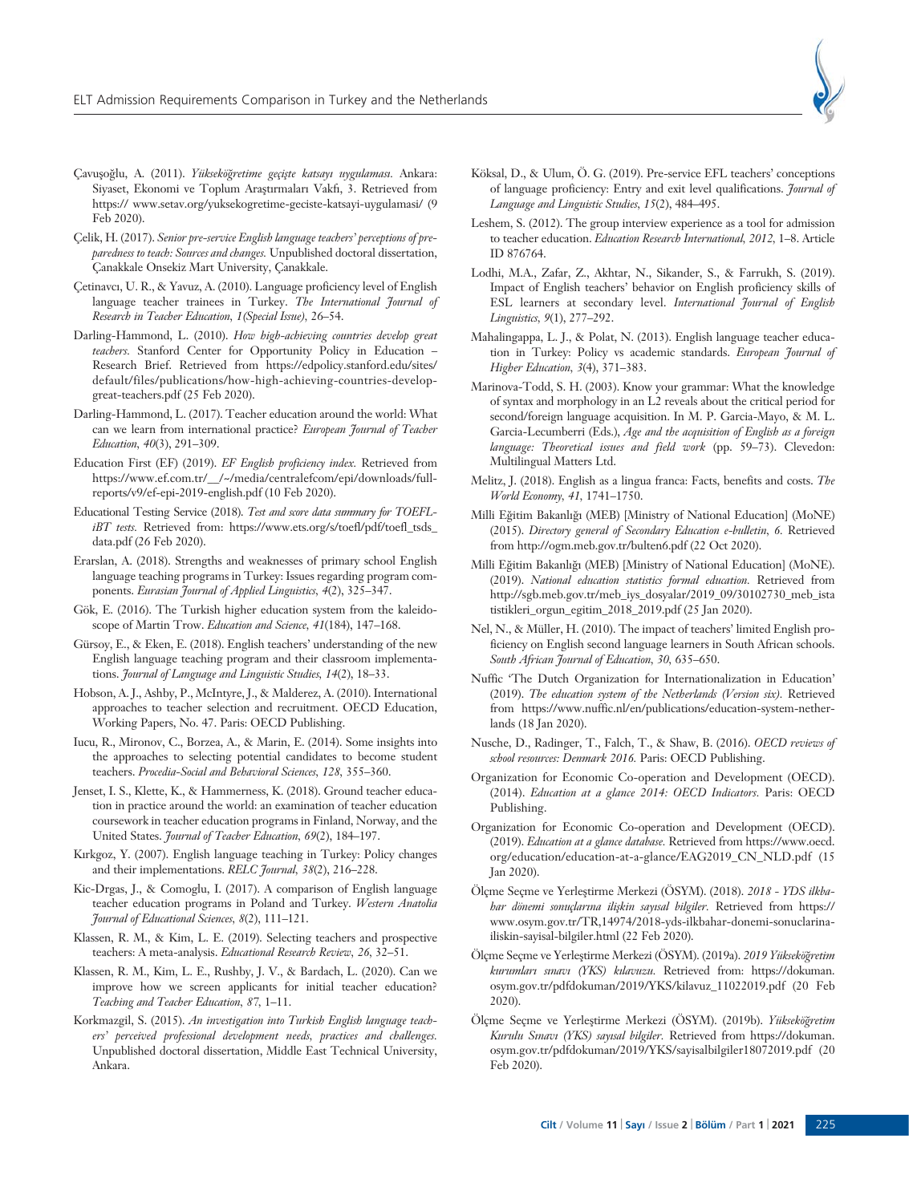Çavuşoğlu, A. (2011). *Yükseköğretime geçişte katsayı uygulaması*. Ankara: Siyaset, Ekonomi ve Toplum Araştırmaları Vakfı, 3. Retrieved from https:// www.setav.org/yuksekogretime-geciste-katsayi-uygulamasi/ (9 Feb 2020).

Çelik, H. (2017). *Senior pre-service English language teachers' perceptions of preparedness to teach: Sources and changes.* Unpublished doctoral dissertation, Çanakkale Onsekiz Mart University, Çanakkale.

Çetinavcı, U. R., & Yavuz, A. (2010). Language proficiency level of English language teacher trainees in Turkey. *The International Journal of Research in Teacher Education, 1(Special Issue)*, 26–54.

Darling-Hammond, L. (2010). *How high-achieving countries develop great teachers*. Stanford Center for Opportunity Policy in Education – Research Brief. Retrieved from https://edpolicy.stanford.edu/sites/default/files/publications/how-high-achieving-countries-develop-great-teachers.pdf (25 Feb 2020).

Darling-Hammond, L. (2017). Teacher education around the world: What can we learn from international practice? *European Journal of Teacher Education, 40*(3), 291–309.

Education First (EF) (2019). *EF English proficiency index.* Retrieved from https://www.ef.com.tr/__/~/media/centralefcom/epi/downloads/full-reports/v9/ef-epi-2019-english.pdf (10 Feb 2020).

Educational Testing Service (2018). *Test and score data summary for TOEFL-iBT tests.* Retrieved from: https://www.ets.org/s/toefl/pdf/toefl_tsds_data.pdf (26 Feb 2020).

Erarslan, A. (2018). Strengths and weaknesses of primary school English language teaching programs in Turkey: Issues regarding program components. *Eurasian Journal of Applied Linguistics, 4*(2), 325–347.

Gök, E. (2016). The Turkish higher education system from the kaleidoscope of Martin Trow. *Education and Science, 41*(184), 147–168.

Gürsoy, E., & Eken, E. (2018). English teachers' understanding of the new English language teaching program and their classroom implementations. *Journal of Language and Linguistic Studies, 14*(2), 18–33.

Hobson, A. J., Ashby, P., McIntyre, J., & Malderez, A. (2010). International approaches to teacher selection and recruitment. OECD Education, Working Papers, No. 47. Paris: OECD Publishing.

Iucu, R., Mironov, C., Borzea, A., & Marin, E. (2014). Some insights into the approaches to selecting potential candidates to become student teachers. *Procedia-Social and Behavioral Sciences, 128*, 355–360.

Jenset, I. S., Klette, K., & Hammerness, K. (2018). Ground teacher education in practice around the world: an examination of teacher education coursework in teacher education programs in Finland, Norway, and the United States. *Journal of Teacher Education, 69*(2), 184–197.

Kırkgoz, Y. (2007). English language teaching in Turkey: Policy changes and their implementations. *RELC Journal, 38*(2), 216–228.

Kic-Drgas, J., & Comoglu, I. (2017). A comparison of English language teacher education programs in Poland and Turkey. *Western Anatolia Journal of Educational Sciences, 8*(2), 111–121.

Klassen, R. M., & Kim, L. E. (2019). Selecting teachers and prospective teachers: A meta-analysis. *Educational Research Review, 26*, 32–51.

Klassen, R. M., Kim, L. E., Rushby, J. V., & Bardach, L. (2020). Can we improve how we screen applicants for initial teacher education? *Teaching and Teacher Education, 87*, 1–11.

Korkmazgil, S. (2015). *An investigation into Turkish English language teachers' perceived professional development needs, practices and challenges.* Unpublished doctoral dissertation, Middle East Technical University, Ankara.

Köksal, D., & Ulum, Ö. G. (2019). Pre-service EFL teachers' conceptions of language proficiency: Entry and exit level qualifications. *Journal of Language and Linguistic Studies, 15*(2), 484–495.

Leshem, S. (2012). The group interview experience as a tool for admission to teacher education. *Education Research International, 2012*, 1–8. Article ID 876764.

Lodhi, M.A., Zafar, Z., Akhtar, N., Sikander, S., & Farrukh, S. (2019). Impact of English teachers' behavior on English proficiency skills of ESL learners at secondary level. *International Journal of English Linguistics, 9*(1), 277–292.

Mahalingappa, L. J., & Polat, N. (2013). English language teacher education in Turkey: Policy vs academic standards. *European Journal of Higher Education, 3*(4), 371–383.

Marinova-Todd, S. H. (2003). Know your grammar: What the knowledge of syntax and morphology in an L2 reveals about the critical period for second/foreign language acquisition. In M. P. Garcia-Mayo, & M. L. Garcia-Lecumberri (Eds.), *Age and the acquisition of English as a foreign language: Theoretical issues and field work* (pp. 59–73). Clevedon: Multilingual Matters Ltd.

Melitz, J. (2018). English as a lingua franca: Facts, benefits and costs. *The World Economy, 41*, 1741–1750.

Milli Eğitim Bakanlığı (MEB) [Ministry of National Education] (MoNE) (2015). *Directory general of Secondary Education e-bulletin, 6.* Retrieved from http://ogm.meb.gov.tr/bulten6.pdf (22 Oct 2020).

Milli Eğitim Bakanlığı (MEB) [Ministry of National Education] (MoNE). (2019). *National education statistics formal education.* Retrieved from http://sgb.meb.gov.tr/meb_iys_dosyalar/2019_09/30102730_meb_istatistikleri_orgun_egitim_2018_2019.pdf (25 Jan 2020).

Nel, N., & Müller, H. (2010). The impact of teachers' limited English proficiency on English second language learners in South African schools. *South African Journal of Education, 30*, 635–650.

Nuffic 'The Dutch Organization for Internationalization in Education' (2019). *The education system of the Netherlands (Version six).* Retrieved from https://www.nuffic.nl/en/publications/education-system-netherlands (18 Jan 2020).

Nusche, D., Radinger, T., Falch, T., & Shaw, B. (2016). *OECD reviews of school resources: Denmark 2016.* Paris: OECD Publishing.

Organization for Economic Co-operation and Development (OECD). (2014). *Education at a glance 2014: OECD Indicators.* Paris: OECD Publishing.

Organization for Economic Co-operation and Development (OECD). (2019). *Education at a glance database.* Retrieved from https://www.oecd.org/education/education-at-a-glance/EAG2019_CN_NLD.pdf (15 Jan 2020).

Ölçme Seçme ve Yerleştirme Merkezi (ÖSYM). (2018). *2018 - YDS ilkbahar dönemi sonuçlarına ilişkin sayısal bilgiler*. Retrieved from https://www.osym.gov.tr/TR,14974/2018-yds-ilkbahar-donemi-sonuclarina-iliskin-sayisal-bilgiler.html (22 Feb 2020).

Ölçme Seçme ve Yerleştirme Merkezi (ÖSYM). (2019a). *2019 Yükseköğretim kurumları sınavı (YKS) kılavuzu.* Retrieved from: https://dokuman.osym.gov.tr/pdfdokuman/2019/YKS/kilavuz_11022019.pdf (20 Feb 2020).

Ölçme Seçme ve Yerleştirme Merkezi (ÖSYM). (2019b). *Yükseköğretim Kurulu Sınavı (YKS) sayısal bilgiler.* Retrieved from https://dokuman.osym.gov.tr/pdfdokuman/2019/YKS/sayisalbilgiler18072019.pdf (20 Feb 2020).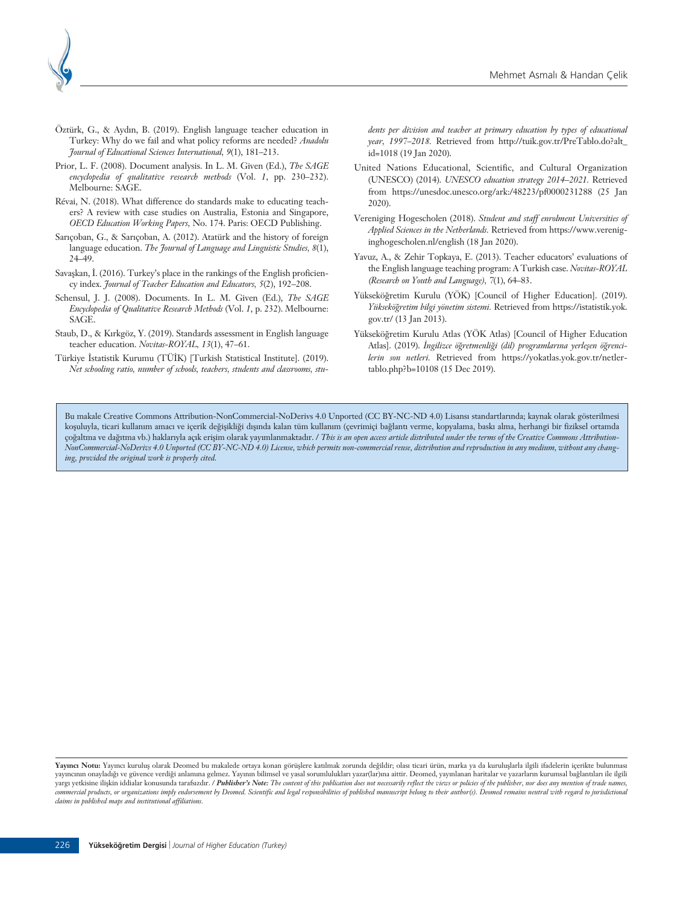Öztürk, G., & Aydın, B. (2019). English language teacher education in Turkey: Why do we fail and what policy reforms are needed? *Anadolu Journal of Educational Sciences International, 9*(1), 181–213.

Prior, L. F. (2008). Document analysis. In L. M. Given (Ed.), *The SAGE encyclopedia of qualitative research methods* (Vol. *1*, pp. 230–232). Melbourne: SAGE.

Révai, N. (2018). What difference do standards make to educating teachers? A review with case studies on Australia, Estonia and Singapore, *OECD Education Working Papers*, No. 174. Paris: OECD Publishing.

Sarıçoban, G., & Sarıçoban, A. (2012). Atatürk and the history of foreign language education. *The Journal of Language and Linguistic Studies, 8*(1), 24–49.

Savaşkan, İ. (2016). Turkey's place in the rankings of the English proficiency index. *Journal of Teacher Education and Educators, 5*(2), 192–208.

Schensul, J. J. (2008). Documents. In L. M. Given (Ed.), *The SAGE Encyclopedia of Qualitative Research Methods* (Vol. *1*, p. 232). Melbourne: SAGE.

Staub, D., & Kırkgöz, Y. (2019). Standards assessment in English language teacher education. *Novitas-ROYAL, 13*(1), 47–61.

Türkiye İstatistik Kurumu (TÜİK) [Turkish Statistical Institute]. (2019). *Net schooling ratio, number of schools, teachers, students and classrooms, students per division and teacher at primary education by types of educational year, 1997–2018.* Retrieved from http://tuik.gov.tr/PreTablo.do?alt_id=1018 (19 Jan 2020).

United Nations Educational, Scientific, and Cultural Organization (UNESCO) (2014). *UNESCO education strategy 2014–2021.* Retrieved from https://unesdoc.unesco.org/ark:/48223/pf0000231288 (25 Jan 2020).

Vereniging Hogescholen (2018). *Student and staff enrolment Universities of Applied Sciences in the Netherlands.* Retrieved from https://www.vereniginghogescholen.nl/english (18 Jan 2020).

Yavuz, A., & Zehir Topkaya, E. (2013). Teacher educators' evaluations of the English language teaching program: A Turkish case. *Novitas-ROYAL (Research on Youth and Language), 7*(1), 64–83.

Yükseköğretim Kurulu (YÖK) [Council of Higher Education]. (2019). *Yükseköğretim bilgi yönetim sistemi.* Retrieved from https://istatistik.yok.gov.tr/ (13 Jan 2013).

Yükseköğretim Kurulu Atlas (YÖK Atlas) [Council of Higher Education Atlas]. (2019). *İngilizce öğretmenliği (dil) programlarına yerleşen öğrencilerin son netleri.* Retrieved from https://yokatlas.yok.gov.tr/netler-tablo.php?b=10108 (15 Dec 2019).

Bu makale Creative Commons Attribution-NonCommercial-NoDerivs 4.0 Unported (CC BY-NC-ND 4.0) Lisansı standartlarında; kaynak olarak gösterilmesi koşuluyla, ticari kullanım amacı ve içerik değişikliği dışında kalan tüm kullanım (çevrimiçi bağlantı verme, kopyalama, baskı alma, herhangi bir fiziksel ortamda çoğaltma ve dağıtma vb.) haklarıyla açık erişim olarak yayımlanmaktadır. / *This is an open access article distributed under the terms of the Creative Commons Attribution-NonCommercial-NoDerivs 4.0 Unported (CC BY-NC-ND 4.0) License, which permits non-commercial reuse, distribution and reproduction in any medium, without any changing, provided the original work is properly cited.*

**Yayıncı Notu:** Yayıncı kuruluş olarak Deomed bu makalede ortaya konan görüşlere katılmak zorunda değildir; olası ticari ürün, marka ya da kuruluşlarla ilgili ifadelerin içerikte bulunması yayıncının onayladığı ve güvence verdiği anlamına gelmez. Yayının bilimsel ve yasal sorumlulukları yazar(lar)ına aittir. Deomed, yayınlanan haritalar ve yazarların kurumsal bağlantıları ile ilgili yargı yetkisine ilişkin iddialar konusunda tarafsızdır. / ***Publisher's Note:*** *The content of this publication does not necessarily reflect the views or policies of the publisher, nor does any mention of trade names, commercial products, or organizations imply endorsement by Deomed. Scientific and legal responsibilities of published manuscript belong to their author(s). Deomed remains neutral with regard to jurisdictional claims in published maps and institutional affiliations.*